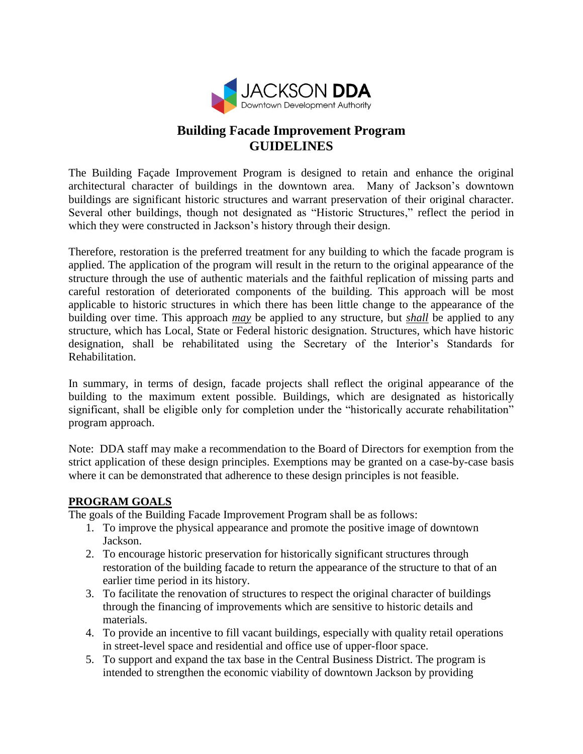JACKSON **DDA**
Downtown Development Authority

# Building Facade Improvement Program
# GUIDELINES

The Building Façade Improvement Program is designed to retain and enhance the original architectural character of buildings in the downtown area. Many of Jackson's downtown buildings are significant historic structures and warrant preservation of their original character. Several other buildings, though not designated as "Historic Structures," reflect the period in which they were constructed in Jackson's history through their design.

Therefore, restoration is the preferred treatment for any building to which the facade program is applied. The application of the program will result in the return to the original appearance of the structure through the use of authentic materials and the faithful replication of missing parts and careful restoration of deteriorated components of the building. This approach will be most applicable to historic structures in which there has been little change to the appearance of the building over time. This approach ***may*** be applied to any structure, but ***shall*** be applied to any structure, which has Local, State or Federal historic designation. Structures, which have historic designation, shall be rehabilitated using the Secretary of the Interior's Standards for Rehabilitation.

In summary, in terms of design, facade projects shall reflect the original appearance of the building to the maximum extent possible. Buildings, which are designated as historically significant, shall be eligible only for completion under the "historically accurate rehabilitation" program approach.

Note: DDA staff may make a recommendation to the Board of Directors for exemption from the strict application of these design principles. Exemptions may be granted on a case-by-case basis where it can be demonstrated that adherence to these design principles is not feasible.

## PROGRAM GOALS

The goals of the Building Facade Improvement Program shall be as follows:

1. To improve the physical appearance and promote the positive image of downtown Jackson.
2. To encourage historic preservation for historically significant structures through restoration of the building facade to return the appearance of the structure to that of an earlier time period in its history.
3. To facilitate the renovation of structures to respect the original character of buildings through the financing of improvements which are sensitive to historic details and materials.
4. To provide an incentive to fill vacant buildings, especially with quality retail operations in street-level space and residential and office use of upper-floor space.
5. To support and expand the tax base in the Central Business District. The program is intended to strengthen the economic viability of downtown Jackson by providing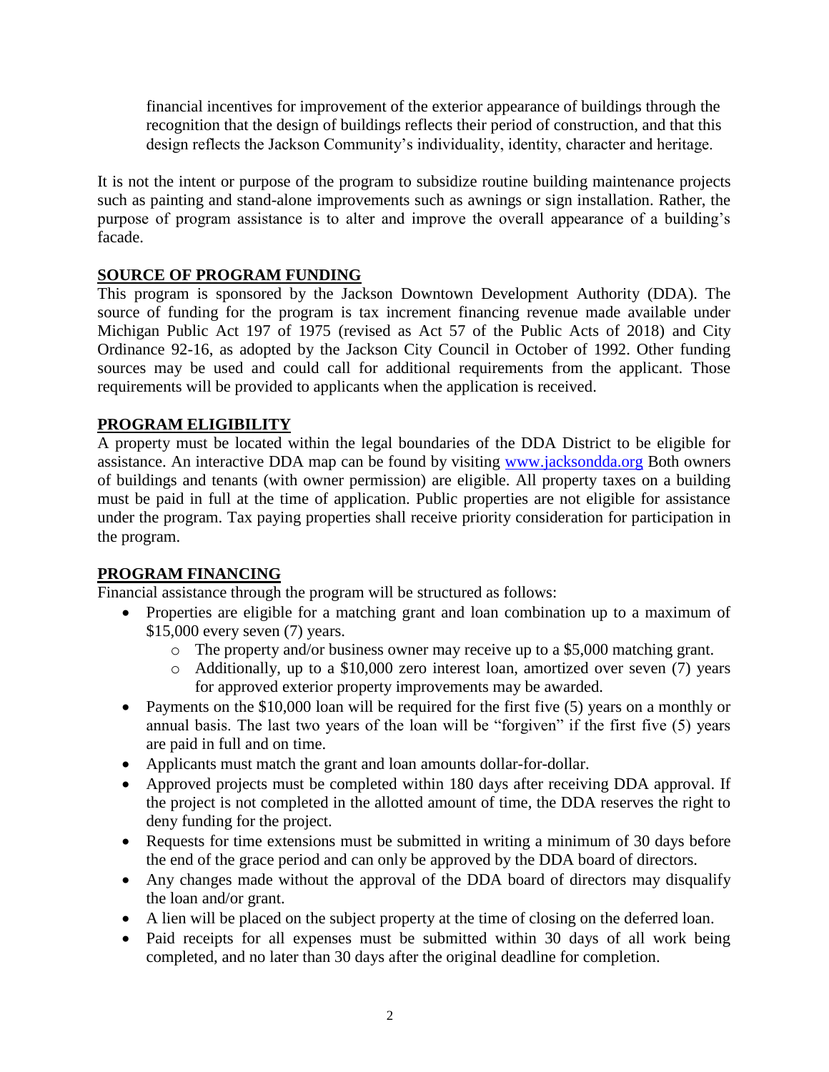financial incentives for improvement of the exterior appearance of buildings through the recognition that the design of buildings reflects their period of construction, and that this design reflects the Jackson Community's individuality, identity, character and heritage.

It is not the intent or purpose of the program to subsidize routine building maintenance projects such as painting and stand-alone improvements such as awnings or sign installation. Rather, the purpose of program assistance is to alter and improve the overall appearance of a building's facade.

## SOURCE OF PROGRAM FUNDING

This program is sponsored by the Jackson Downtown Development Authority (DDA). The source of funding for the program is tax increment financing revenue made available under Michigan Public Act 197 of 1975 (revised as Act 57 of the Public Acts of 2018) and City Ordinance 92-16, as adopted by the Jackson City Council in October of 1992. Other funding sources may be used and could call for additional requirements from the applicant. Those requirements will be provided to applicants when the application is received.

## PROGRAM ELIGIBILITY

A property must be located within the legal boundaries of the DDA District to be eligible for assistance. An interactive DDA map can be found by visiting www.jacksondda.org Both owners of buildings and tenants (with owner permission) are eligible. All property taxes on a building must be paid in full at the time of application. Public properties are not eligible for assistance under the program. Tax paying properties shall receive priority consideration for participation in the program.

## PROGRAM FINANCING

Financial assistance through the program will be structured as follows:

- Properties are eligible for a matching grant and loan combination up to a maximum of $15,000 every seven (7) years.
  - The property and/or business owner may receive up to a $5,000 matching grant.
  - Additionally, up to a $10,000 zero interest loan, amortized over seven (7) years for approved exterior property improvements may be awarded.
- Payments on the $10,000 loan will be required for the first five (5) years on a monthly or annual basis. The last two years of the loan will be "forgiven" if the first five (5) years are paid in full and on time.
- Applicants must match the grant and loan amounts dollar-for-dollar.
- Approved projects must be completed within 180 days after receiving DDA approval. If the project is not completed in the allotted amount of time, the DDA reserves the right to deny funding for the project.
- Requests for time extensions must be submitted in writing a minimum of 30 days before the end of the grace period and can only be approved by the DDA board of directors.
- Any changes made without the approval of the DDA board of directors may disqualify the loan and/or grant.
- A lien will be placed on the subject property at the time of closing on the deferred loan.
- Paid receipts for all expenses must be submitted within 30 days of all work being completed, and no later than 30 days after the original deadline for completion.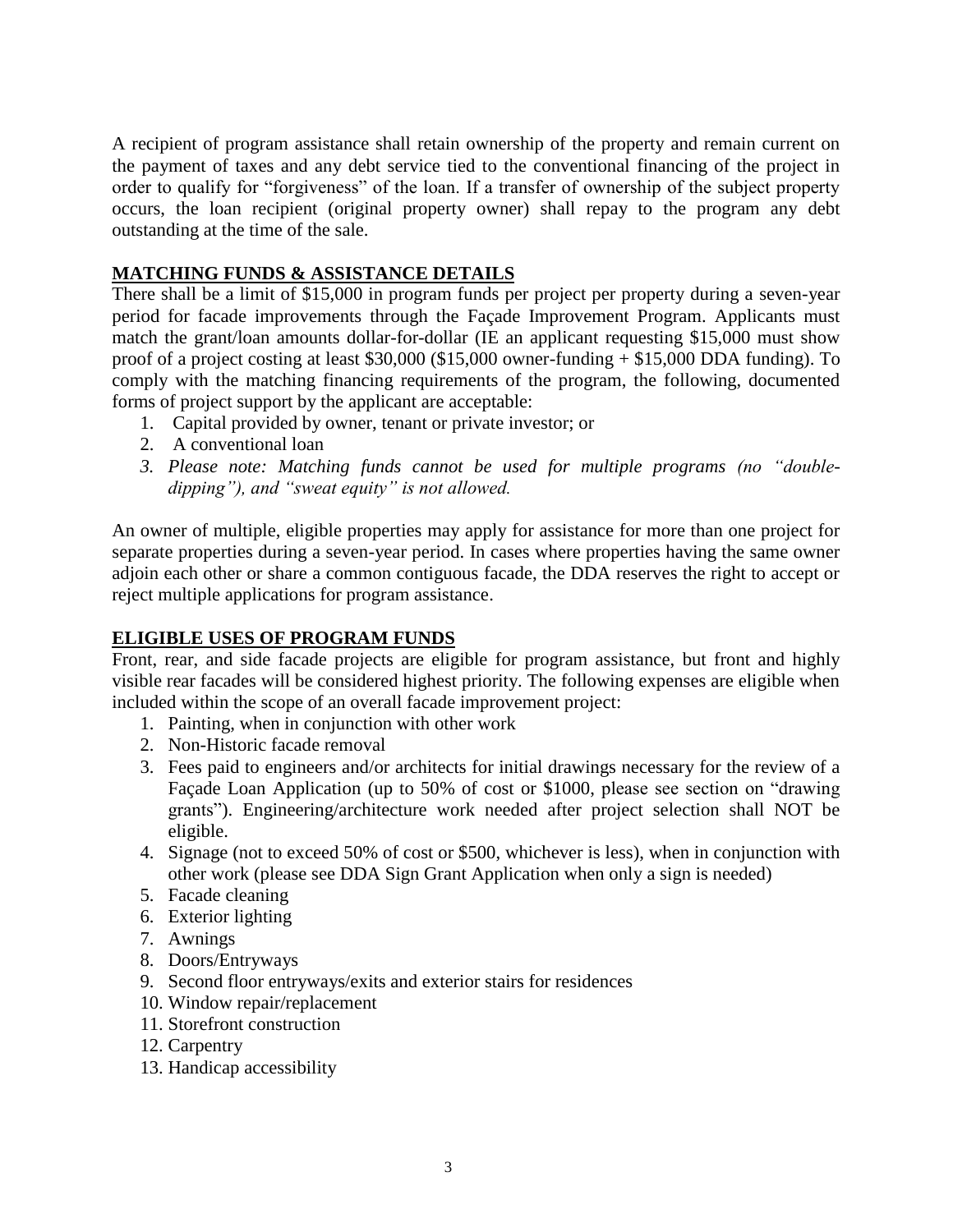A recipient of program assistance shall retain ownership of the property and remain current on the payment of taxes and any debt service tied to the conventional financing of the project in order to qualify for "forgiveness" of the loan. If a transfer of ownership of the subject property occurs, the loan recipient (original property owner) shall repay to the program any debt outstanding at the time of the sale.

## MATCHING FUNDS & ASSISTANCE DETAILS

There shall be a limit of $15,000 in program funds per project per property during a seven-year period for facade improvements through the Façade Improvement Program. Applicants must match the grant/loan amounts dollar-for-dollar (IE an applicant requesting $15,000 must show proof of a project costing at least $30,000 ($15,000 owner-funding + $15,000 DDA funding). To comply with the matching financing requirements of the program, the following, documented forms of project support by the applicant are acceptable:

1. Capital provided by owner, tenant or private investor; or
2. A conventional loan
3. *Please note: Matching funds cannot be used for multiple programs (no "double-dipping"), and "sweat equity" is not allowed.*

An owner of multiple, eligible properties may apply for assistance for more than one project for separate properties during a seven-year period. In cases where properties having the same owner adjoin each other or share a common contiguous facade, the DDA reserves the right to accept or reject multiple applications for program assistance.

## ELIGIBLE USES OF PROGRAM FUNDS

Front, rear, and side facade projects are eligible for program assistance, but front and highly visible rear facades will be considered highest priority. The following expenses are eligible when included within the scope of an overall facade improvement project:

1. Painting, when in conjunction with other work
2. Non-Historic facade removal
3. Fees paid to engineers and/or architects for initial drawings necessary for the review of a Façade Loan Application (up to 50% of cost or $1000, please see section on "drawing grants"). Engineering/architecture work needed after project selection shall NOT be eligible.
4. Signage (not to exceed 50% of cost or $500, whichever is less), when in conjunction with other work (please see DDA Sign Grant Application when only a sign is needed)
5. Facade cleaning
6. Exterior lighting
7. Awnings
8. Doors/Entryways
9. Second floor entryways/exits and exterior stairs for residences
10. Window repair/replacement
11. Storefront construction
12. Carpentry
13. Handicap accessibility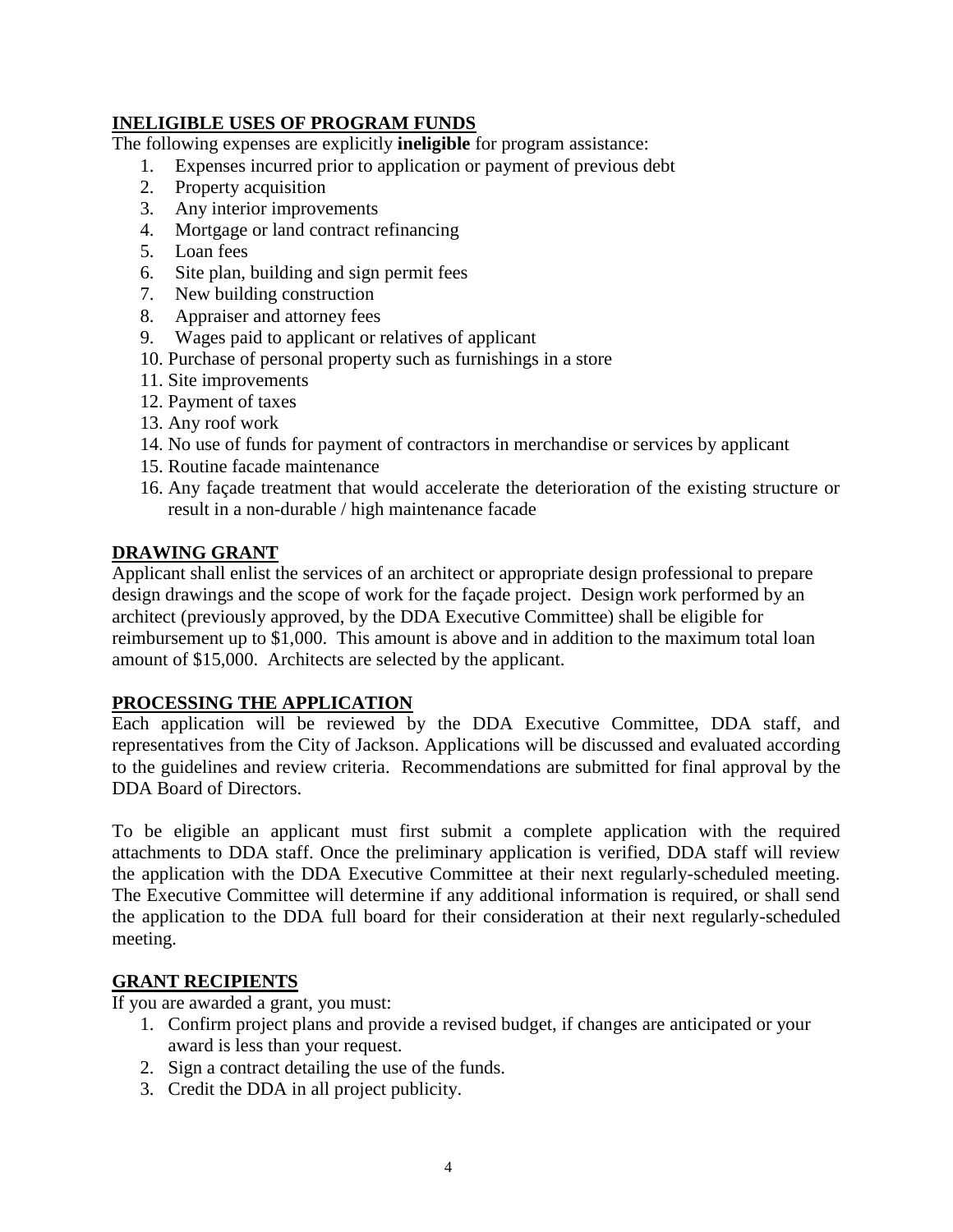## INELIGIBLE USES OF PROGRAM FUNDS

The following expenses are explicitly **ineligible** for program assistance:

1. Expenses incurred prior to application or payment of previous debt
2. Property acquisition
3. Any interior improvements
4. Mortgage or land contract refinancing
5. Loan fees
6. Site plan, building and sign permit fees
7. New building construction
8. Appraiser and attorney fees
9. Wages paid to applicant or relatives of applicant
10. Purchase of personal property such as furnishings in a store
11. Site improvements
12. Payment of taxes
13. Any roof work
14. No use of funds for payment of contractors in merchandise or services by applicant
15. Routine facade maintenance
16. Any façade treatment that would accelerate the deterioration of the existing structure or result in a non-durable / high maintenance facade

## DRAWING GRANT

Applicant shall enlist the services of an architect or appropriate design professional to prepare design drawings and the scope of work for the façade project. Design work performed by an architect (previously approved, by the DDA Executive Committee) shall be eligible for reimbursement up to $1,000. This amount is above and in addition to the maximum total loan amount of $15,000. Architects are selected by the applicant.

## PROCESSING THE APPLICATION

Each application will be reviewed by the DDA Executive Committee, DDA staff, and representatives from the City of Jackson. Applications will be discussed and evaluated according to the guidelines and review criteria. Recommendations are submitted for final approval by the DDA Board of Directors.

To be eligible an applicant must first submit a complete application with the required attachments to DDA staff. Once the preliminary application is verified, DDA staff will review the application with the DDA Executive Committee at their next regularly-scheduled meeting. The Executive Committee will determine if any additional information is required, or shall send the application to the DDA full board for their consideration at their next regularly-scheduled meeting.

## GRANT RECIPIENTS

If you are awarded a grant, you must:

1. Confirm project plans and provide a revised budget, if changes are anticipated or your award is less than your request.
2. Sign a contract detailing the use of the funds.
3. Credit the DDA in all project publicity.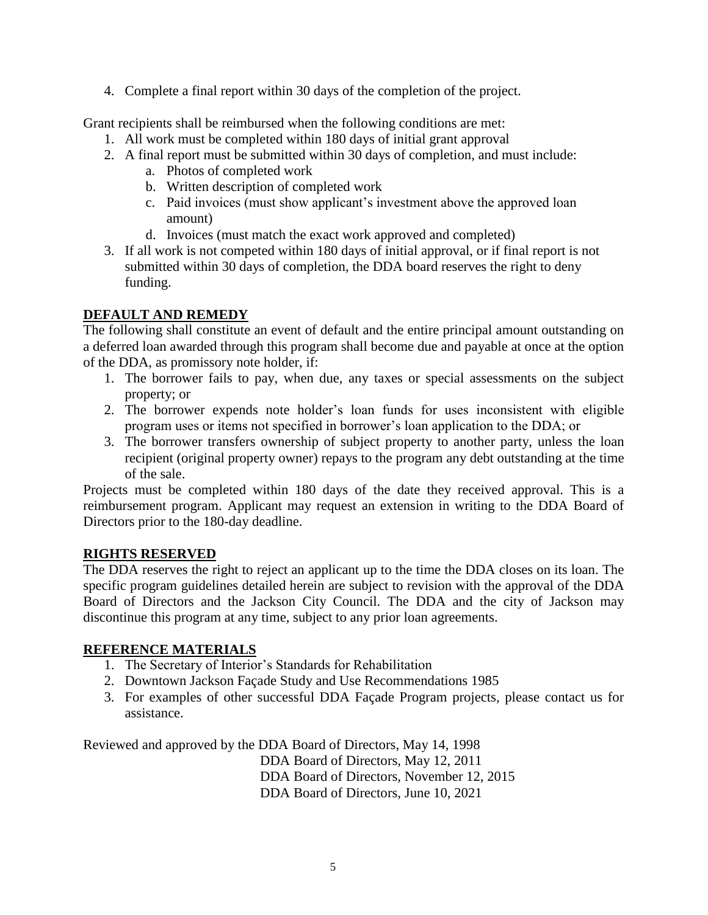4. Complete a final report within 30 days of the completion of the project.

Grant recipients shall be reimbursed when the following conditions are met:

1. All work must be completed within 180 days of initial grant approval
2. A final report must be submitted within 30 days of completion, and must include:
   a. Photos of completed work
   b. Written description of completed work
   c. Paid invoices (must show applicant's investment above the approved loan amount)
   d. Invoices (must match the exact work approved and completed)
3. If all work is not competed within 180 days of initial approval, or if final report is not submitted within 30 days of completion, the DDA board reserves the right to deny funding.

## DEFAULT AND REMEDY

The following shall constitute an event of default and the entire principal amount outstanding on a deferred loan awarded through this program shall become due and payable at once at the option of the DDA, as promissory note holder, if:

1. The borrower fails to pay, when due, any taxes or special assessments on the subject property; or
2. The borrower expends note holder's loan funds for uses inconsistent with eligible program uses or items not specified in borrower's loan application to the DDA; or
3. The borrower transfers ownership of subject property to another party, unless the loan recipient (original property owner) repays to the program any debt outstanding at the time of the sale.

Projects must be completed within 180 days of the date they received approval. This is a reimbursement program. Applicant may request an extension in writing to the DDA Board of Directors prior to the 180-day deadline.

## RIGHTS RESERVED

The DDA reserves the right to reject an applicant up to the time the DDA closes on its loan. The specific program guidelines detailed herein are subject to revision with the approval of the DDA Board of Directors and the Jackson City Council. The DDA and the city of Jackson may discontinue this program at any time, subject to any prior loan agreements.

## REFERENCE MATERIALS

1. The Secretary of Interior's Standards for Rehabilitation
2. Downtown Jackson Façade Study and Use Recommendations 1985
3. For examples of other successful DDA Façade Program projects, please contact us for assistance.

Reviewed and approved by the DDA Board of Directors, May 14, 1998
DDA Board of Directors, May 12, 2011
DDA Board of Directors, November 12, 2015
DDA Board of Directors, June 10, 2021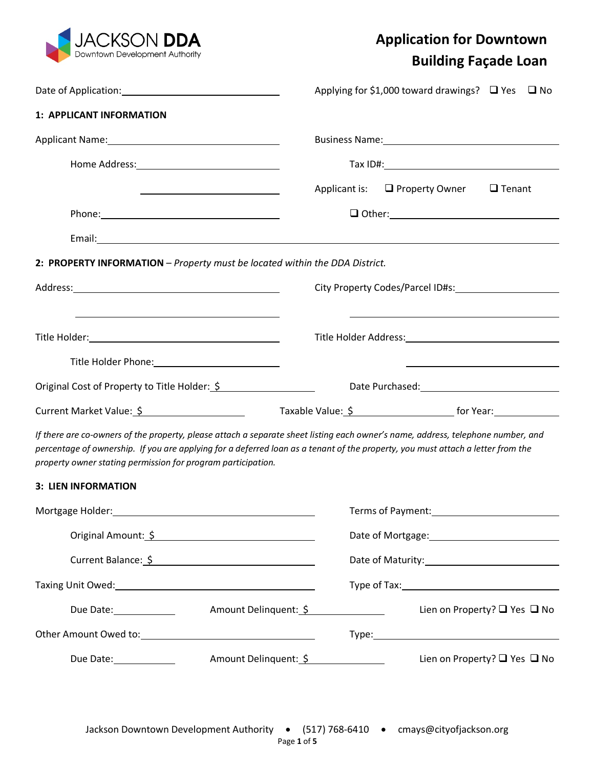JACKSON **DDA**
Downtown Development Authority

# Application for Downtown Building Façade Loan

Date of Application: ____________________

Applying for $1,000 toward drawings? ☐ Yes ☐ No

## 1: APPLICANT INFORMATION

Applicant Name: ____________________

Business Name: ____________________

Home Address: ____________________

____________________

Tax ID#: ____________________

Applicant is: ☐ Property Owner ☐ Tenant ☐ Other: ____________________

Phone: ____________________

Email: ____________________

## 2: PROPERTY INFORMATION – *Property must be located within the DDA District.*

Address: ____________________

____________________

City Property Codes/Parcel ID#s: ____________________

____________________

Title Holder: ____________________

Title Holder Address: ____________________

____________________

Title Holder Phone: ____________________

Original Cost of Property to Title Holder: $ ____________________

Date Purchased: ____________________

Current Market Value: $ ____________________

Taxable Value: $ ____________________ for Year: ____________

*If there are co-owners of the property, please attach a separate sheet listing each owner's name, address, telephone number, and percentage of ownership. If you are applying for a deferred loan as a tenant of the property, you must attach a letter from the property owner stating permission for program participation.*

## 3: LIEN INFORMATION

Mortgage Holder: ____________________

Terms of Payment: ____________________

Original Amount: $ ____________________

Date of Mortgage: ____________________

Current Balance: $ ____________________

Date of Maturity: ____________________

Taxing Unit Owed: ____________________

Type of Tax: ____________________

Due Date: ____________ Amount Delinquent: $ ____________ Lien on Property? ☐ Yes ☐ No

Other Amount Owed to: ____________________

Type: ____________________

Due Date: ____________ Amount Delinquent: $ ____________ Lien on Property? ☐ Yes ☐ No

Jackson Downtown Development Authority • (517) 768-6410 • cmays@cityofjackson.org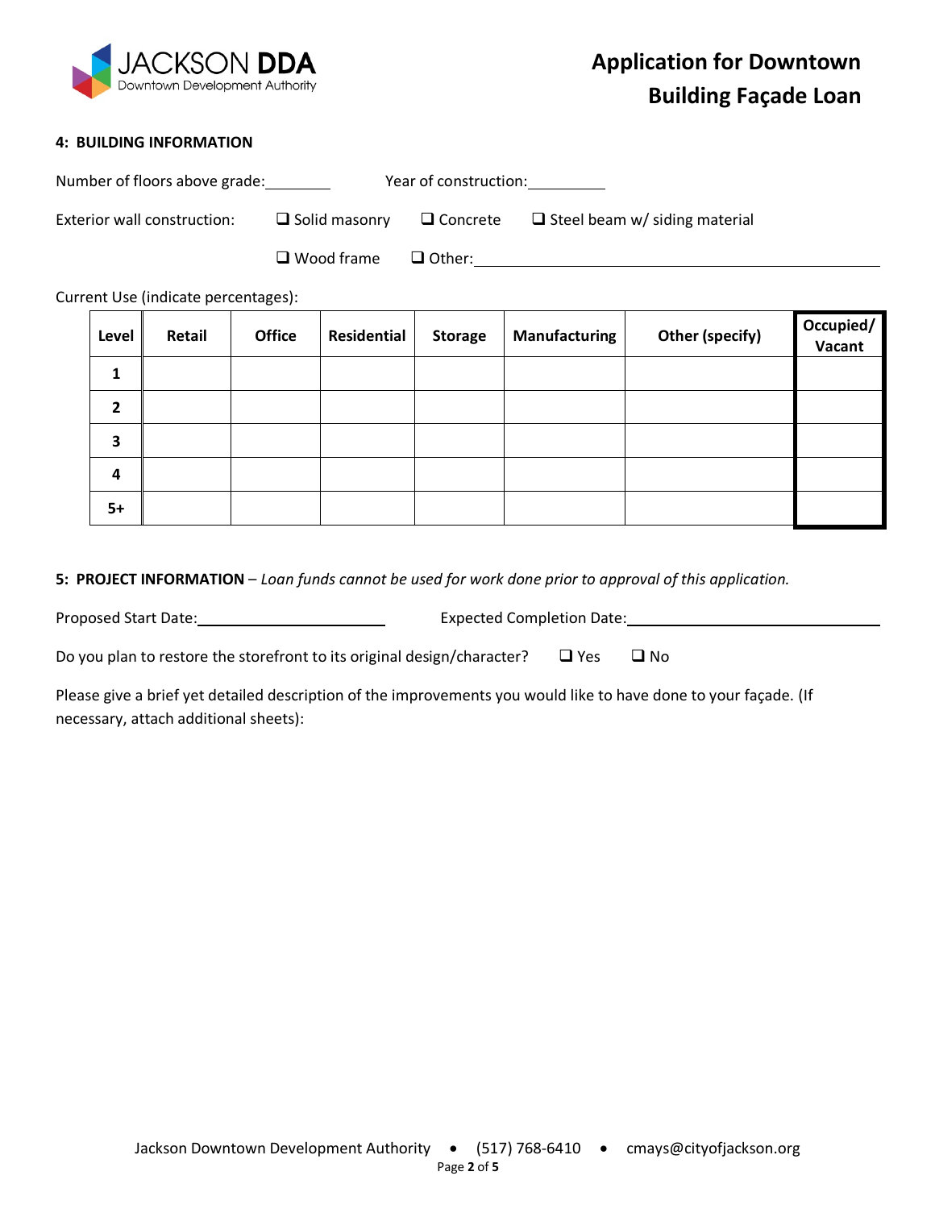# Application for Downtown Building Façade Loan

**4: BUILDING INFORMATION**

Number of floors above grade:________ Year of construction:__________

Exterior wall construction: ❑ Solid masonry ❑ Concrete ❑ Steel beam w/ siding material

❑ Wood frame ❑ Other:________________________________________________

Current Use (indicate percentages):

| Level | Retail | Office | Residential | Storage | Manufacturing | Other (specify) | Occupied/ Vacant |
|---|---|---|---|---|---|---|---|
| 1 | | | | | | | |
| 2 | | | | | | | |
| 3 | | | | | | | |
| 4 | | | | | | | |
| 5+ | | | | | | | |

**5: PROJECT INFORMATION** – *Loan funds cannot be used for work done prior to approval of this application.*

Proposed Start Date:________________________ Expected Completion Date:________________________________

Do you plan to restore the storefront to its original design/character? ❑ Yes ❑ No

Please give a brief yet detailed description of the improvements you would like to have done to your façade. (If necessary, attach additional sheets):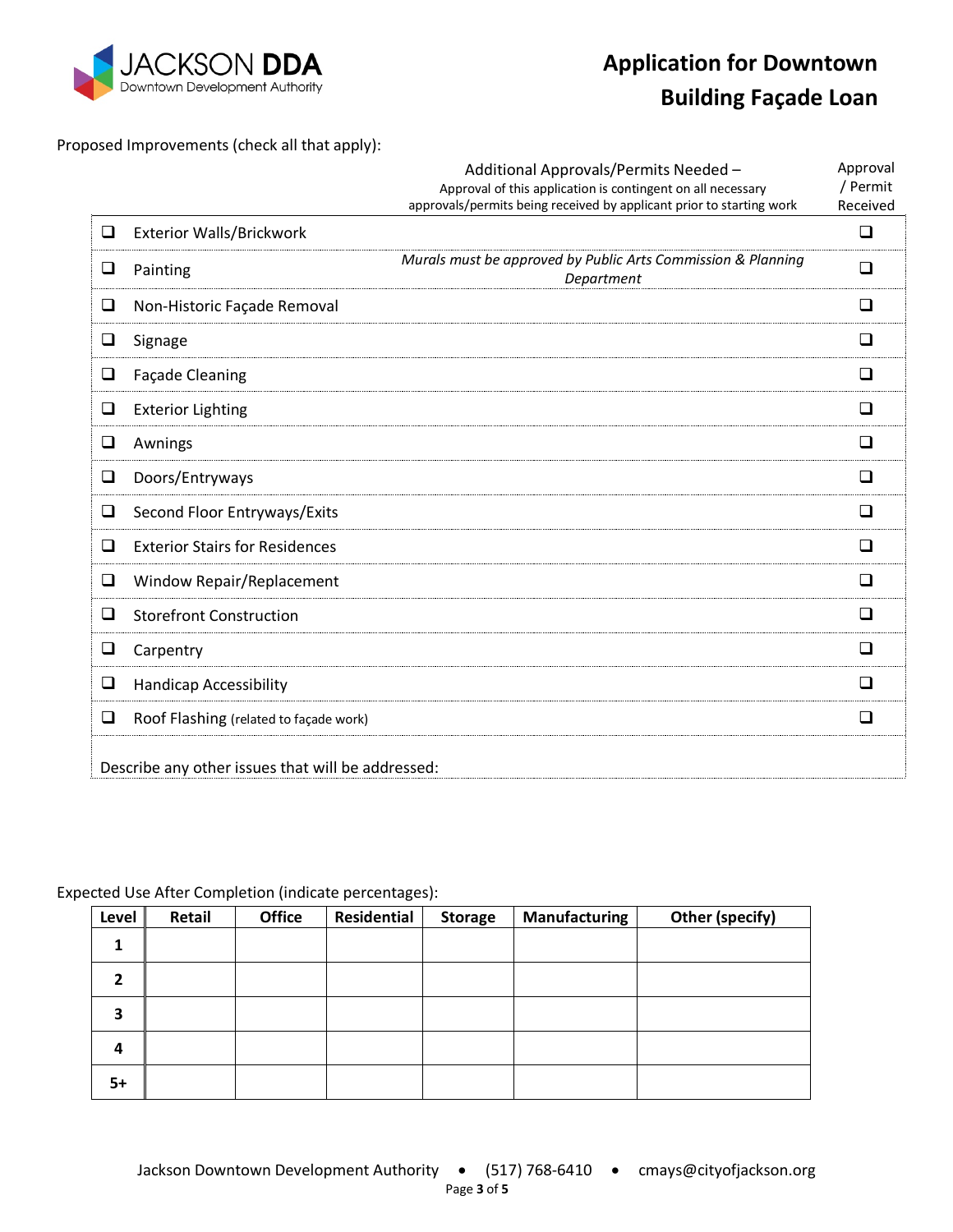# Application for Downtown Building Façade Loan

Proposed Improvements (check all that apply):

| | Improvement | Additional Approvals/Permits Needed – Approval of this application is contingent on all necessary approvals/permits being received by applicant prior to starting work | Approval / Permit Received |
|---|---|---|---|
| ❑ | Exterior Walls/Brickwork | | ❑ |
| ❑ | Painting | *Murals must be approved by Public Arts Commission & Planning Department* | ❑ |
| ❑ | Non-Historic Façade Removal | | ❑ |
| ❑ | Signage | | ❑ |
| ❑ | Façade Cleaning | | ❑ |
| ❑ | Exterior Lighting | | ❑ |
| ❑ | Awnings | | ❑ |
| ❑ | Doors/Entryways | | ❑ |
| ❑ | Second Floor Entryways/Exits | | ❑ |
| ❑ | Exterior Stairs for Residences | | ❑ |
| ❑ | Window Repair/Replacement | | ❑ |
| ❑ | Storefront Construction | | ❑ |
| ❑ | Carpentry | | ❑ |
| ❑ | Handicap Accessibility | | ❑ |
| ❑ | Roof Flashing (related to façade work) | | ❑ |

Describe any other issues that will be addressed:

Expected Use After Completion (indicate percentages):

| Level | Retail | Office | Residential | Storage | Manufacturing | Other (specify) |
|---|---|---|---|---|---|---|
| 1 | | | | | | |
| 2 | | | | | | |
| 3 | | | | | | |
| 4 | | | | | | |
| 5+ | | | | | | |

Jackson Downtown Development Authority • (517) 768-6410 • cmays@cityofjackson.org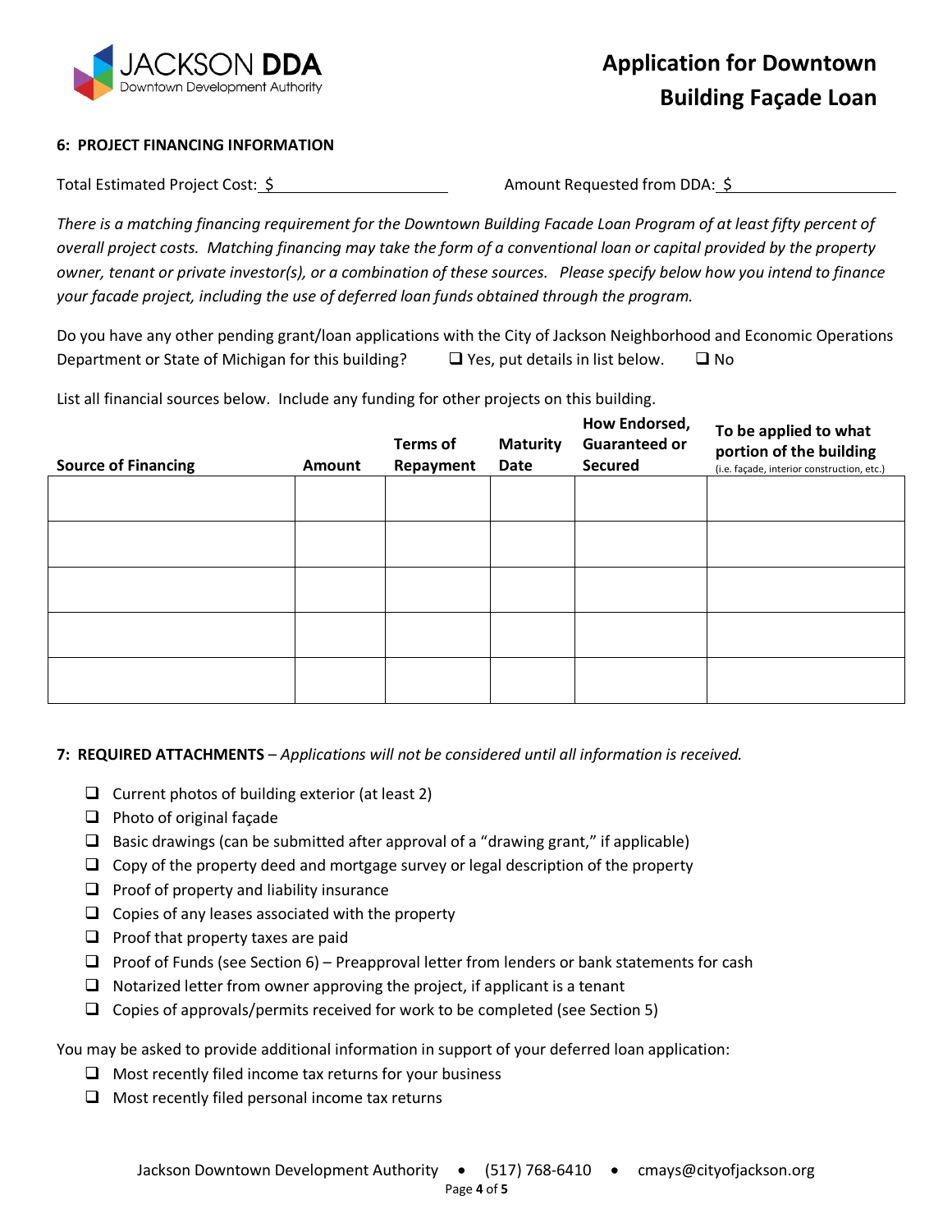### 6: PROJECT FINANCING INFORMATION

Total Estimated Project Cost: $ \_\_\_\_\_\_\_\_\_\_\_\_\_\_\_\_\_\_\_\_ Amount Requested from DDA: $ \_\_\_\_\_\_\_\_\_\_\_\_\_\_\_\_\_\_\_\_

*There is a matching financing requirement for the Downtown Building Facade Loan Program of at least fifty percent of overall project costs. Matching financing may take the form of a conventional loan or capital provided by the property owner, tenant or private investor(s), or a combination of these sources. Please specify below how you intend to finance your facade project, including the use of deferred loan funds obtained through the program.*

Do you have any other pending grant/loan applications with the City of Jackson Neighborhood and Economic Operations Department or State of Michigan for this building? ☐ Yes, put details in list below. ☐ No

List all financial sources below. Include any funding for other projects on this building.

| Source of Financing | Amount | Terms of Repayment | Maturity Date | How Endorsed, Guaranteed or Secured | To be applied to what portion of the building (i.e. façade, interior construction, etc.) |
|---|---|---|---|---|---|
| | | | | | |
| | | | | | |
| | | | | | |
| | | | | | |
| | | | | | |

### 7: REQUIRED ATTACHMENTS – *Applications will not be considered until all information is received.*

- ☐ Current photos of building exterior (at least 2)
- ☐ Photo of original façade
- ☐ Basic drawings (can be submitted after approval of a "drawing grant," if applicable)
- ☐ Copy of the property deed and mortgage survey or legal description of the property
- ☐ Proof of property and liability insurance
- ☐ Copies of any leases associated with the property
- ☐ Proof that property taxes are paid
- ☐ Proof of Funds (see Section 6) – Preapproval letter from lenders or bank statements for cash
- ☐ Notarized letter from owner approving the project, if applicant is a tenant
- ☐ Copies of approvals/permits received for work to be completed (see Section 5)

You may be asked to provide additional information in support of your deferred loan application:

- ☐ Most recently filed income tax returns for your business
- ☐ Most recently filed personal income tax returns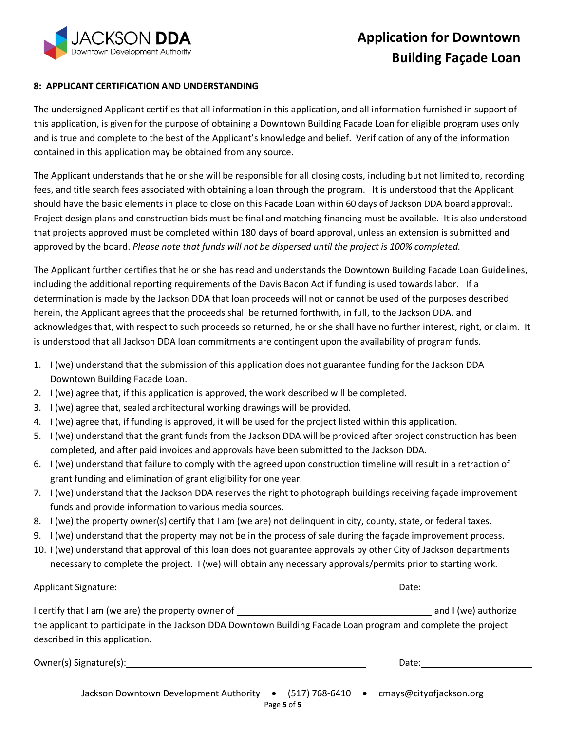# Application for Downtown Building Façade Loan

**8: APPLICANT CERTIFICATION AND UNDERSTANDING**

The undersigned Applicant certifies that all information in this application, and all information furnished in support of this application, is given for the purpose of obtaining a Downtown Building Facade Loan for eligible program uses only and is true and complete to the best of the Applicant's knowledge and belief. Verification of any of the information contained in this application may be obtained from any source.

The Applicant understands that he or she will be responsible for all closing costs, including but not limited to, recording fees, and title search fees associated with obtaining a loan through the program. It is understood that the Applicant should have the basic elements in place to close on this Facade Loan within 60 days of Jackson DDA board approval:. Project design plans and construction bids must be final and matching financing must be available. It is also understood that projects approved must be completed within 180 days of board approval, unless an extension is submitted and approved by the board. *Please note that funds will not be dispersed until the project is 100% completed.*

The Applicant further certifies that he or she has read and understands the Downtown Building Facade Loan Guidelines, including the additional reporting requirements of the Davis Bacon Act if funding is used towards labor. If a determination is made by the Jackson DDA that loan proceeds will not or cannot be used of the purposes described herein, the Applicant agrees that the proceeds shall be returned forthwith, in full, to the Jackson DDA, and acknowledges that, with respect to such proceeds so returned, he or she shall have no further interest, right, or claim. It is understood that all Jackson DDA loan commitments are contingent upon the availability of program funds.

1. I (we) understand that the submission of this application does not guarantee funding for the Jackson DDA Downtown Building Facade Loan.
2. I (we) agree that, if this application is approved, the work described will be completed.
3. I (we) agree that, sealed architectural working drawings will be provided.
4. I (we) agree that, if funding is approved, it will be used for the project listed within this application.
5. I (we) understand that the grant funds from the Jackson DDA will be provided after project construction has been completed, and after paid invoices and approvals have been submitted to the Jackson DDA.
6. I (we) understand that failure to comply with the agreed upon construction timeline will result in a retraction of grant funding and elimination of grant eligibility for one year.
7. I (we) understand that the Jackson DDA reserves the right to photograph buildings receiving façade improvement funds and provide information to various media sources.
8. I (we) the property owner(s) certify that I am (we are) not delinquent in city, county, state, or federal taxes.
9. I (we) understand that the property may not be in the process of sale during the façade improvement process.
10. I (we) understand that approval of this loan does not guarantee approvals by other City of Jackson departments necessary to complete the project. I (we) will obtain any necessary approvals/permits prior to starting work.

Applicant Signature: ______________________________ Date: ______________

I certify that I am (we are) the property owner of ______________________________ and I (we) authorize the applicant to participate in the Jackson DDA Downtown Building Facade Loan program and complete the project described in this application.

Owner(s) Signature(s): ______________________________ Date: ______________

Jackson Downtown Development Authority • (517) 768-6410 • cmays@cityofjackson.org